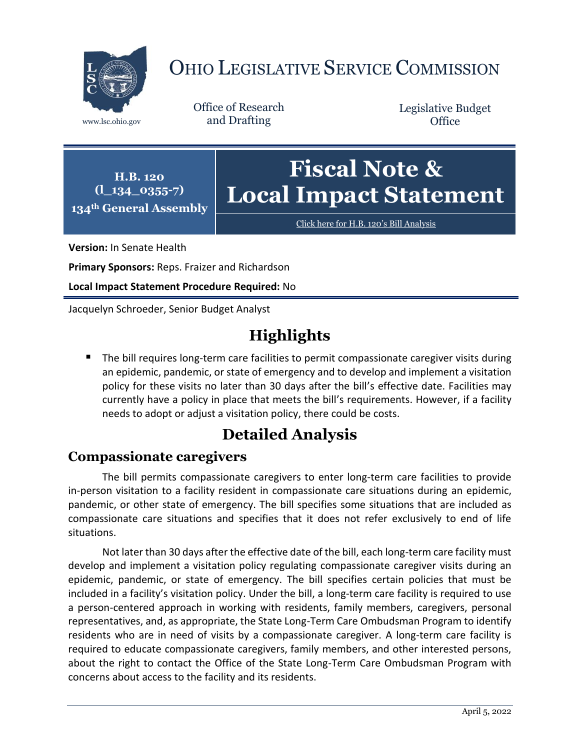# OHIO LEGISLATIVE SERVICE COMMISSION

www.lsc.ohio.gov

Office of Research and Drafting

Legislative Budget Office

**H.B. 120**
**(l_134_0355-7)**
**134th General Assembly**

# Fiscal Note & Local Impact Statement

Click here for H.B. 120's Bill Analysis

**Version:** In Senate Health

**Primary Sponsors:** Reps. Fraizer and Richardson

**Local Impact Statement Procedure Required:** No

Jacquelyn Schroeder, Senior Budget Analyst

## Highlights

- The bill requires long-term care facilities to permit compassionate caregiver visits during an epidemic, pandemic, or state of emergency and to develop and implement a visitation policy for these visits no later than 30 days after the bill's effective date. Facilities may currently have a policy in place that meets the bill's requirements. However, if a facility needs to adopt or adjust a visitation policy, there could be costs.

## Detailed Analysis

### Compassionate caregivers

The bill permits compassionate caregivers to enter long-term care facilities to provide in-person visitation to a facility resident in compassionate care situations during an epidemic, pandemic, or other state of emergency. The bill specifies some situations that are included as compassionate care situations and specifies that it does not refer exclusively to end of life situations.

Not later than 30 days after the effective date of the bill, each long-term care facility must develop and implement a visitation policy regulating compassionate caregiver visits during an epidemic, pandemic, or state of emergency. The bill specifies certain policies that must be included in a facility's visitation policy. Under the bill, a long-term care facility is required to use a person-centered approach in working with residents, family members, caregivers, personal representatives, and, as appropriate, the State Long-Term Care Ombudsman Program to identify residents who are in need of visits by a compassionate caregiver. A long-term care facility is required to educate compassionate caregivers, family members, and other interested persons, about the right to contact the Office of the State Long-Term Care Ombudsman Program with concerns about access to the facility and its residents.

April 5, 2022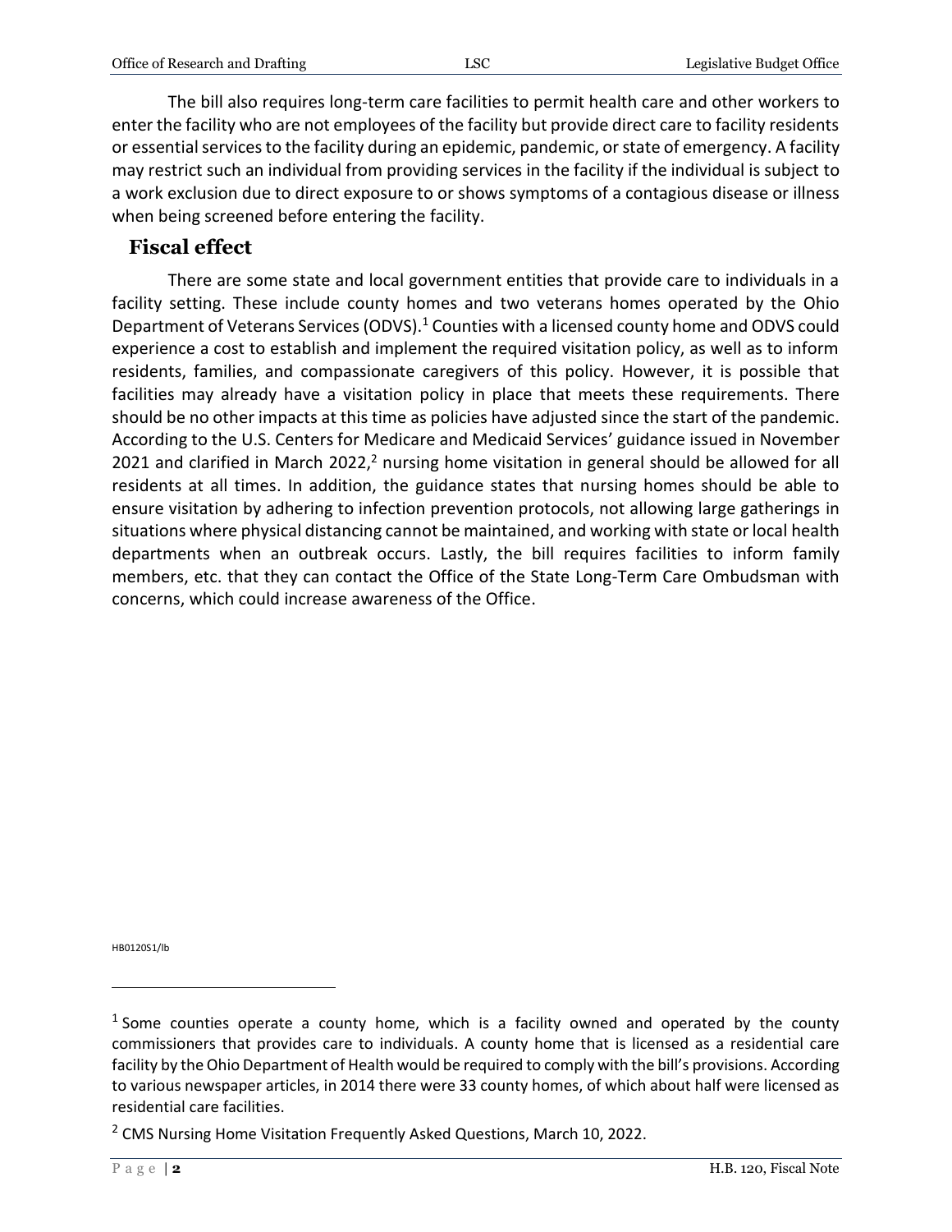The bill also requires long-term care facilities to permit health care and other workers to enter the facility who are not employees of the facility but provide direct care to facility residents or essential services to the facility during an epidemic, pandemic, or state of emergency. A facility may restrict such an individual from providing services in the facility if the individual is subject to a work exclusion due to direct exposure to or shows symptoms of a contagious disease or illness when being screened before entering the facility.

## Fiscal effect

There are some state and local government entities that provide care to individuals in a facility setting. These include county homes and two veterans homes operated by the Ohio Department of Veterans Services (ODVS).[1] Counties with a licensed county home and ODVS could experience a cost to establish and implement the required visitation policy, as well as to inform residents, families, and compassionate caregivers of this policy. However, it is possible that facilities may already have a visitation policy in place that meets these requirements. There should be no other impacts at this time as policies have adjusted since the start of the pandemic. According to the U.S. Centers for Medicare and Medicaid Services' guidance issued in November 2021 and clarified in March 2022,[2] nursing home visitation in general should be allowed for all residents at all times. In addition, the guidance states that nursing homes should be able to ensure visitation by adhering to infection prevention protocols, not allowing large gatherings in situations where physical distancing cannot be maintained, and working with state or local health departments when an outbreak occurs. Lastly, the bill requires facilities to inform family members, etc. that they can contact the Office of the State Long-Term Care Ombudsman with concerns, which could increase awareness of the Office.

HB0120S1/lb

---

[1] Some counties operate a county home, which is a facility owned and operated by the county commissioners that provides care to individuals. A county home that is licensed as a residential care facility by the Ohio Department of Health would be required to comply with the bill's provisions. According to various newspaper articles, in 2014 there were 33 county homes, of which about half were licensed as residential care facilities.

[2] CMS Nursing Home Visitation Frequently Asked Questions, March 10, 2022.